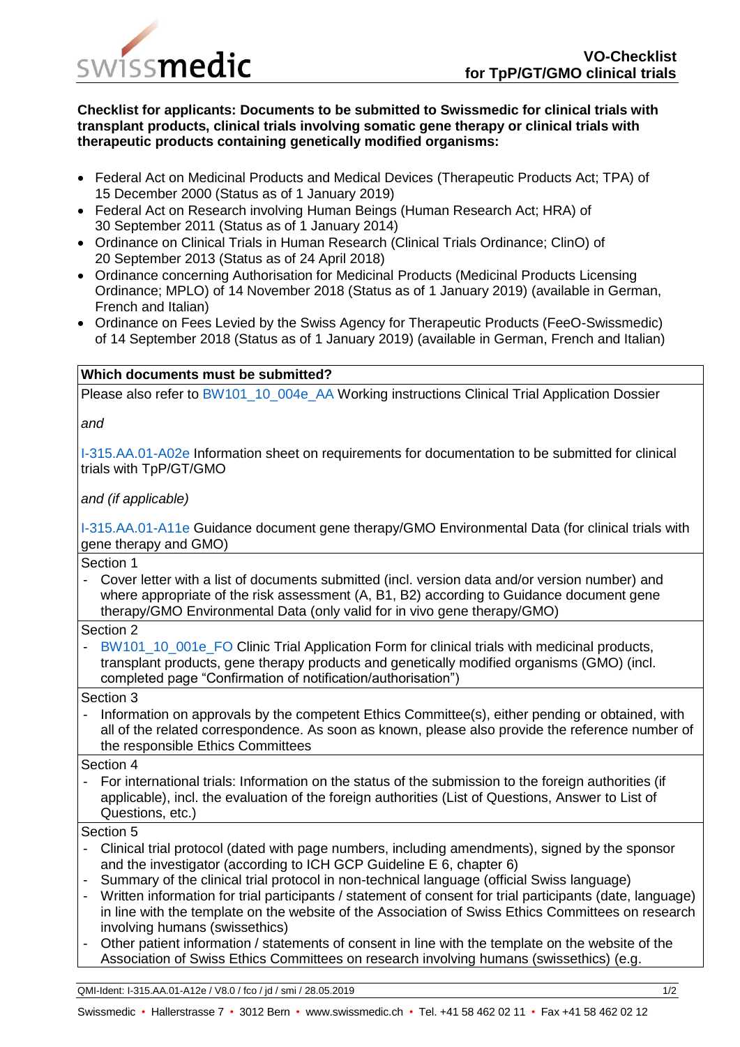# VO-Checklist for TpP/GT/GMO clinical trials

**Checklist for applicants: Documents to be submitted to Swissmedic for clinical trials with transplant products, clinical trials involving somatic gene therapy or clinical trials with therapeutic products containing genetically modified organisms:**

- Federal Act on Medicinal Products and Medical Devices (Therapeutic Products Act; TPA) of 15 December 2000 (Status as of 1 January 2019)
- Federal Act on Research involving Human Beings (Human Research Act; HRA) of 30 September 2011 (Status as of 1 January 2014)
- Ordinance on Clinical Trials in Human Research (Clinical Trials Ordinance; ClinO) of 20 September 2013 (Status as of 24 April 2018)
- Ordinance concerning Authorisation for Medicinal Products (Medicinal Products Licensing Ordinance; MPLO) of 14 November 2018 (Status as of 1 January 2019) (available in German, French and Italian)
- Ordinance on Fees Levied by the Swiss Agency for Therapeutic Products (FeeO-Swissmedic) of 14 September 2018 (Status as of 1 January 2019) (available in German, French and Italian)

| **Which documents must be submitted?** |
|---|
| Please also refer to BW101_10_004e_AA Working instructions Clinical Trial Application Dossier<br><br>*and*<br><br>I-315.AA.01-A02e Information sheet on requirements for documentation to be submitted for clinical trials with TpP/GT/GMO<br><br>*and (if applicable)*<br><br>I-315.AA.01-A11e Guidance document gene therapy/GMO Environmental Data (for clinical trials with gene therapy and GMO) |
| Section 1<br>- Cover letter with a list of documents submitted (incl. version data and/or version number) and where appropriate of the risk assessment (A, B1, B2) according to Guidance document gene therapy/GMO Environmental Data (only valid for in vivo gene therapy/GMO) |
| Section 2<br>- BW101_10_001e_FO Clinic Trial Application Form for clinical trials with medicinal products, transplant products, gene therapy products and genetically modified organisms (GMO) (incl. completed page "Confirmation of notification/authorisation") |
| Section 3<br>- Information on approvals by the competent Ethics Committee(s), either pending or obtained, with all of the related correspondence. As soon as known, please also provide the reference number of the responsible Ethics Committees |
| Section 4<br>- For international trials: Information on the status of the submission to the foreign authorities (if applicable), incl. the evaluation of the foreign authorities (List of Questions, Answer to List of Questions, etc.) |
| Section 5<br>- Clinical trial protocol (dated with page numbers, including amendments), signed by the sponsor and the investigator (according to ICH GCP Guideline E 6, chapter 6)<br>- Summary of the clinical trial protocol in non-technical language (official Swiss language)<br>- Written information for trial participants / statement of consent for trial participants (date, language) in line with the template on the website of the Association of Swiss Ethics Committees on research involving humans (swissethics)<br>- Other patient information / statements of consent in line with the template on the website of the Association of Swiss Ethics Committees on research involving humans (swissethics) (e.g. |

QMI-Ident: I-315.AA.01-A12e / V8.0 / fco / jd / smi / 28.05.2019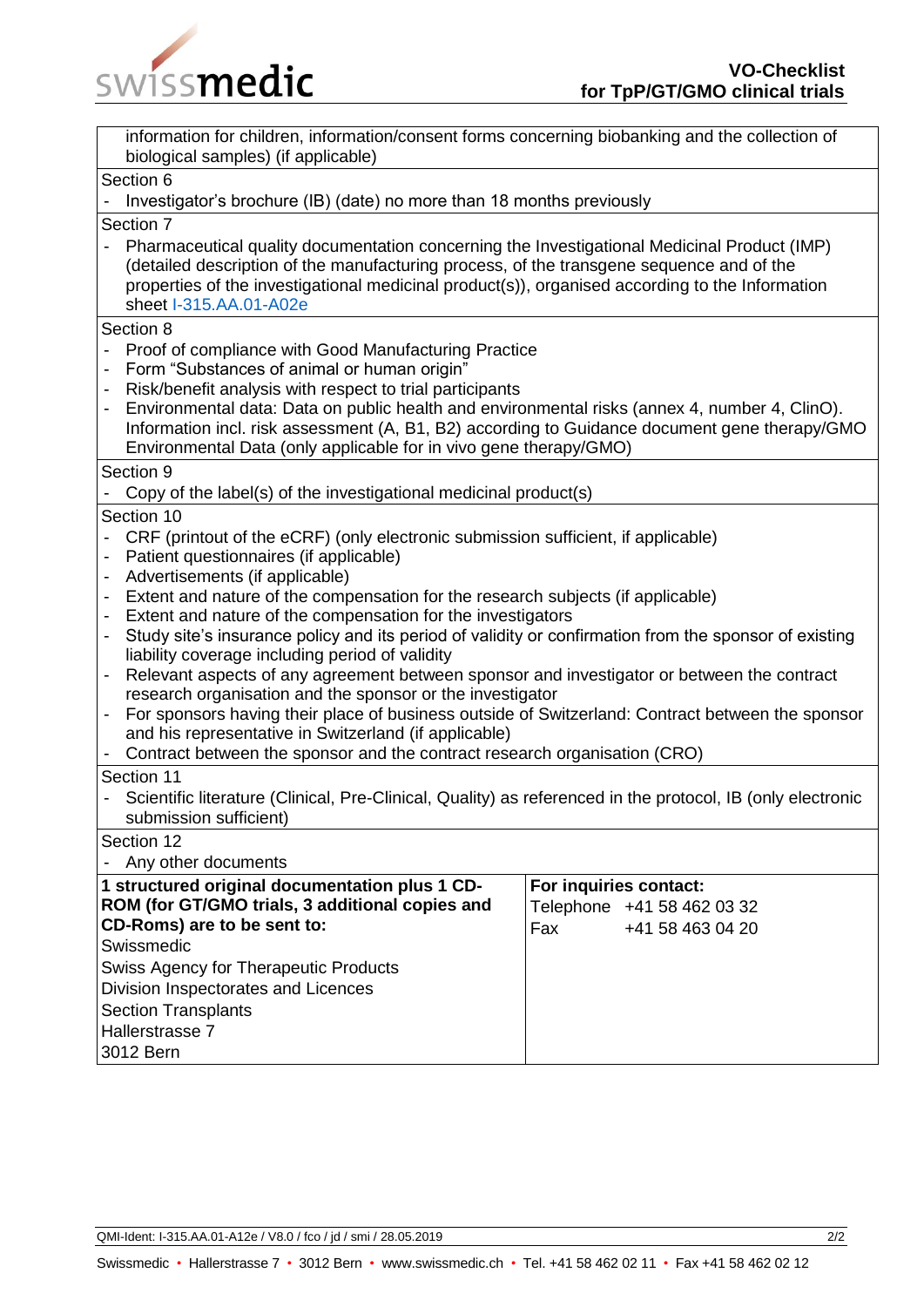information for children, information/consent forms concerning biobanking and the collection of biological samples) (if applicable)

Section 6

- Investigator's brochure (IB) (date) no more than 18 months previously

Section 7

- Pharmaceutical quality documentation concerning the Investigational Medicinal Product (IMP) (detailed description of the manufacturing process, of the transgene sequence and of the properties of the investigational medicinal product(s)), organised according to the Information sheet I-315.AA.01-A02e

Section 8

- Proof of compliance with Good Manufacturing Practice
- Form "Substances of animal or human origin"
- Risk/benefit analysis with respect to trial participants
- Environmental data: Data on public health and environmental risks (annex 4, number 4, ClinO). Information incl. risk assessment (A, B1, B2) according to Guidance document gene therapy/GMO Environmental Data (only applicable for in vivo gene therapy/GMO)

Section 9

- Copy of the label(s) of the investigational medicinal product(s)

Section 10

- CRF (printout of the eCRF) (only electronic submission sufficient, if applicable)
- Patient questionnaires (if applicable)
- Advertisements (if applicable)
- Extent and nature of the compensation for the research subjects (if applicable)
- Extent and nature of the compensation for the investigators
- Study site's insurance policy and its period of validity or confirmation from the sponsor of existing liability coverage including period of validity
- Relevant aspects of any agreement between sponsor and investigator or between the contract research organisation and the sponsor or the investigator
- For sponsors having their place of business outside of Switzerland: Contract between the sponsor and his representative in Switzerland (if applicable)
- Contract between the sponsor and the contract research organisation (CRO)

Section 11

- Scientific literature (Clinical, Pre-Clinical, Quality) as referenced in the protocol, IB (only electronic submission sufficient)

Section 12

- Any other documents

| | |
|---|---|
| **1 structured original documentation plus 1 CD-ROM (for GT/GMO trials, 3 additional copies and CD-Roms) are to be sent to:**<br>Swissmedic<br>Swiss Agency for Therapeutic Products<br>Division Inspectorates and Licences<br>Section Transplants<br>Hallerstrasse 7<br>3012 Bern | **For inquiries contact:**<br>Telephone +41 58 462 03 32<br>Fax +41 58 463 04 20 |